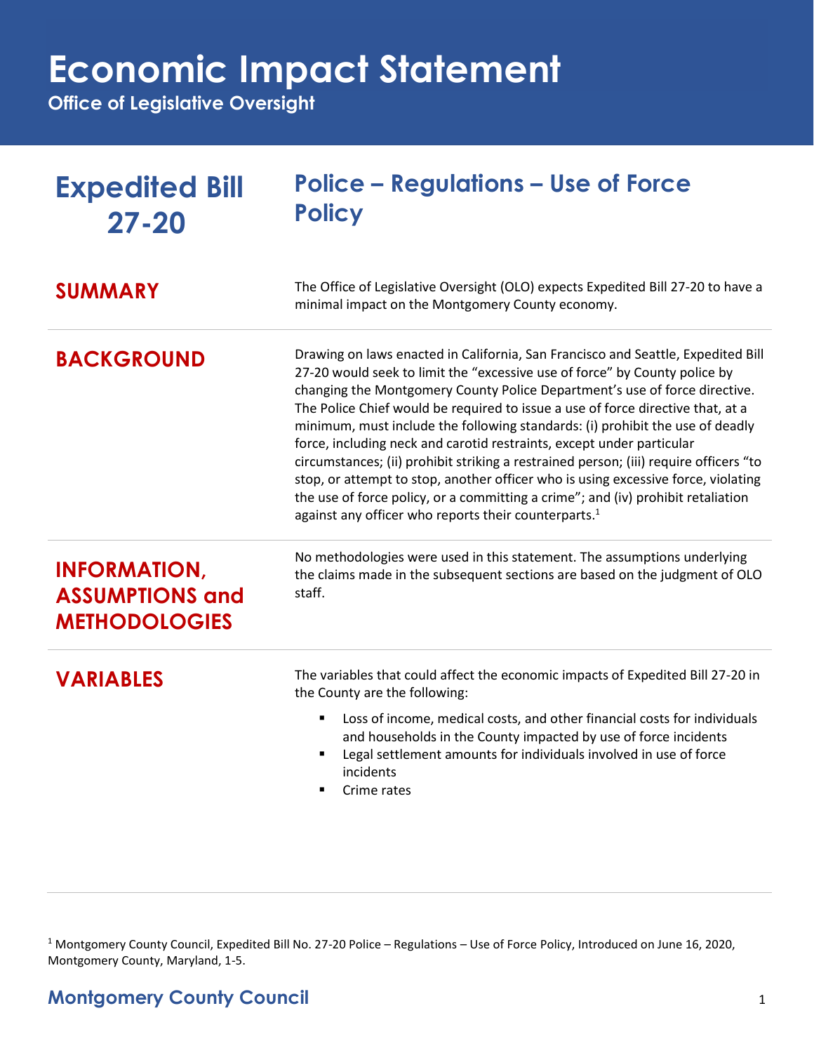# Economic Impact Statement

**Office of Legislative Oversight**

## Expedited Bill 27-20

## Police – Regulations – Use of Force Policy

### SUMMARY

The Office of Legislative Oversight (OLO) expects Expedited Bill 27-20 to have a minimal impact on the Montgomery County economy.

### BACKGROUND

Drawing on laws enacted in California, San Francisco and Seattle, Expedited Bill 27-20 would seek to limit the "excessive use of force" by County police by changing the Montgomery County Police Department's use of force directive. The Police Chief would be required to issue a use of force directive that, at a minimum, must include the following standards: (i) prohibit the use of deadly force, including neck and carotid restraints, except under particular circumstances; (ii) prohibit striking a restrained person; (iii) require officers "to stop, or attempt to stop, another officer who is using excessive force, violating the use of force policy, or a committing a crime"; and (iv) prohibit retaliation against any officer who reports their counterparts.[1]

### INFORMATION, ASSUMPTIONS and METHODOLOGIES

No methodologies were used in this statement. The assumptions underlying the claims made in the subsequent sections are based on the judgment of OLO staff.

### VARIABLES

The variables that could affect the economic impacts of Expedited Bill 27-20 in the County are the following:

- Loss of income, medical costs, and other financial costs for individuals and households in the County impacted by use of force incidents
- Legal settlement amounts for individuals involved in use of force incidents
- Crime rates

---

[1] Montgomery County Council, Expedited Bill No. 27-20 Police – Regulations – Use of Force Policy, Introduced on June 16, 2020, Montgomery County, Maryland, 1-5.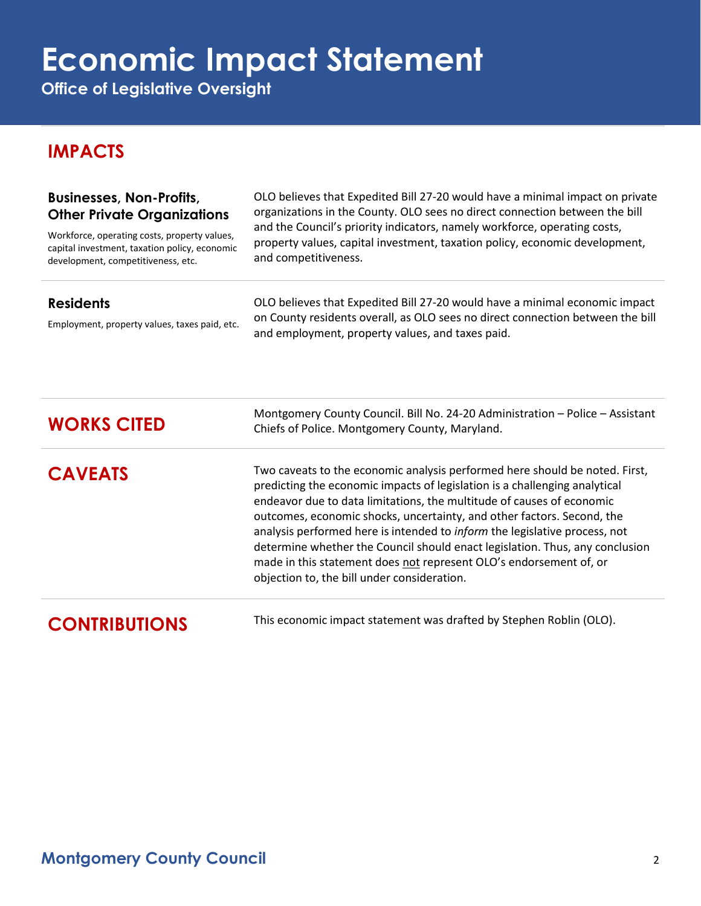# Economic Impact Statement

**Office of Legislative Oversight**

## IMPACTS

### Businesses, Non-Profits, Other Private Organizations

Workforce, operating costs, property values, capital investment, taxation policy, economic development, competitiveness, etc.

OLO believes that Expedited Bill 27-20 would have a minimal impact on private organizations in the County. OLO sees no direct connection between the bill and the Council's priority indicators, namely workforce, operating costs, property values, capital investment, taxation policy, economic development, and competitiveness.

### Residents

Employment, property values, taxes paid, etc.

OLO believes that Expedited Bill 27-20 would have a minimal economic impact on County residents overall, as OLO sees no direct connection between the bill and employment, property values, and taxes paid.

## WORKS CITED

Montgomery County Council. Bill No. 24-20 Administration – Police – Assistant Chiefs of Police. Montgomery County, Maryland.

## CAVEATS

Two caveats to the economic analysis performed here should be noted. First, predicting the economic impacts of legislation is a challenging analytical endeavor due to data limitations, the multitude of causes of economic outcomes, economic shocks, uncertainty, and other factors. Second, the analysis performed here is intended to *inform* the legislative process, not determine whether the Council should enact legislation. Thus, any conclusion made in this statement does not represent OLO's endorsement of, or objection to, the bill under consideration.

## CONTRIBUTIONS

This economic impact statement was drafted by Stephen Roblin (OLO).